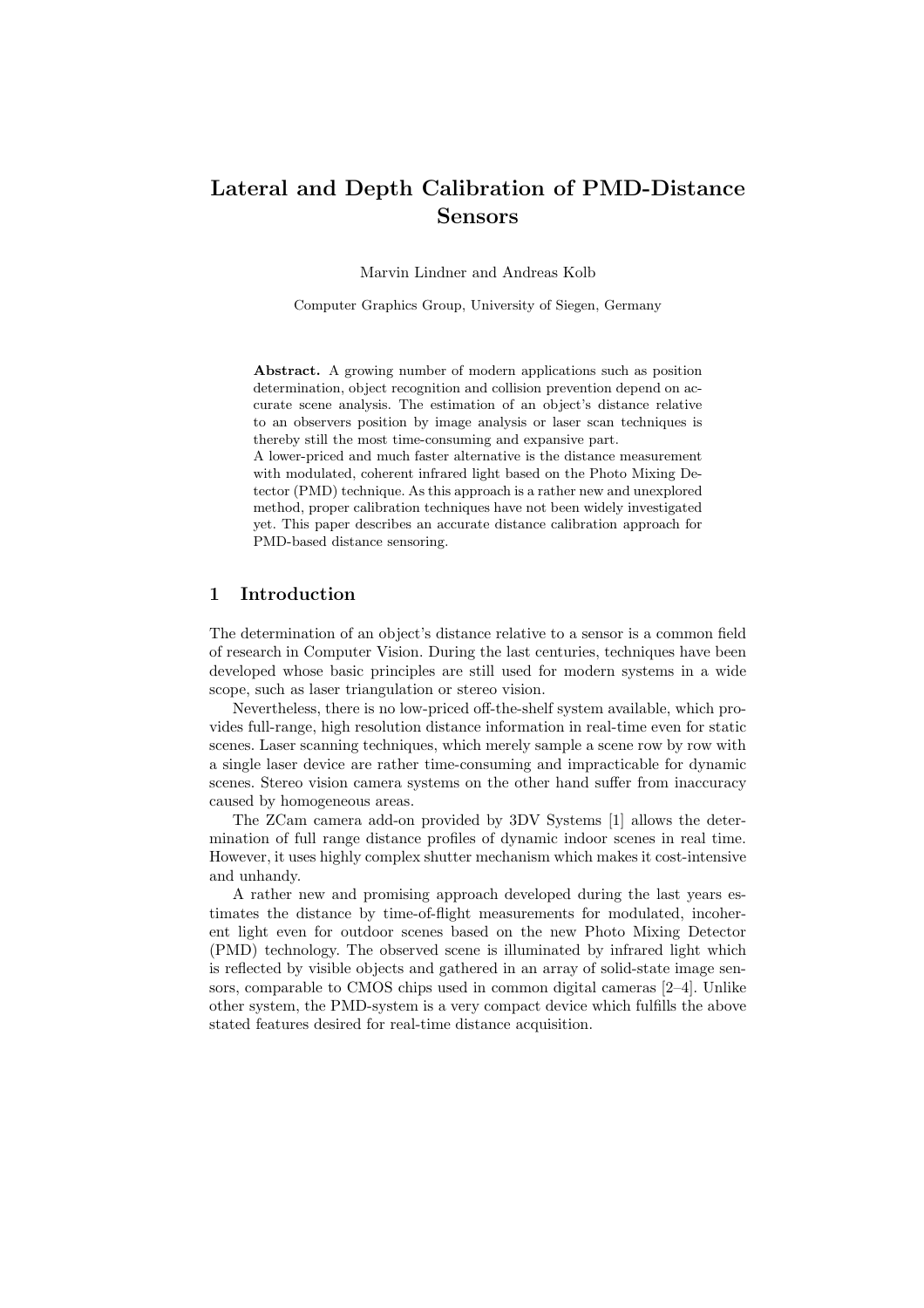# Lateral and Depth Calibration of PMD-Distance Sensors

Marvin Lindner and Andreas Kolb

Computer Graphics Group, University of Siegen, Germany

**Abstract.** A growing number of modern applications such as position determination, object recognition and collision prevention depend on accurate scene analysis. The estimation of an object's distance relative to an observers position by image analysis or laser scan techniques is thereby still the most time-consuming and expansive part.

A lower-priced and much faster alternative is the distance measurement with modulated, coherent infrared light based on the Photo Mixing Detector (PMD) technique. As this approach is a rather new and unexplored method, proper calibration techniques have not been widely investigated yet. This paper describes an accurate distance calibration approach for PMD-based distance sensoring.

## 1 Introduction

The determination of an object's distance relative to a sensor is a common field of research in Computer Vision. During the last centuries, techniques have been developed whose basic principles are still used for modern systems in a wide scope, such as laser triangulation or stereo vision.

Nevertheless, there is no low-priced off-the-shelf system available, which provides full-range, high resolution distance information in real-time even for static scenes. Laser scanning techniques, which merely sample a scene row by row with a single laser device are rather time-consuming and impracticable for dynamic scenes. Stereo vision camera systems on the other hand suffer from inaccuracy caused by homogeneous areas.

The ZCam camera add-on provided by 3DV Systems [1] allows the determination of full range distance profiles of dynamic indoor scenes in real time. However, it uses highly complex shutter mechanism which makes it cost-intensive and unhandy.

A rather new and promising approach developed during the last years estimates the distance by time-of-flight measurements for modulated, incoherent light even for outdoor scenes based on the new Photo Mixing Detector (PMD) technology. The observed scene is illuminated by infrared light which is reflected by visible objects and gathered in an array of solid-state image sensors, comparable to CMOS chips used in common digital cameras [2–4]. Unlike other system, the PMD-system is a very compact device which fulfills the above stated features desired for real-time distance acquisition.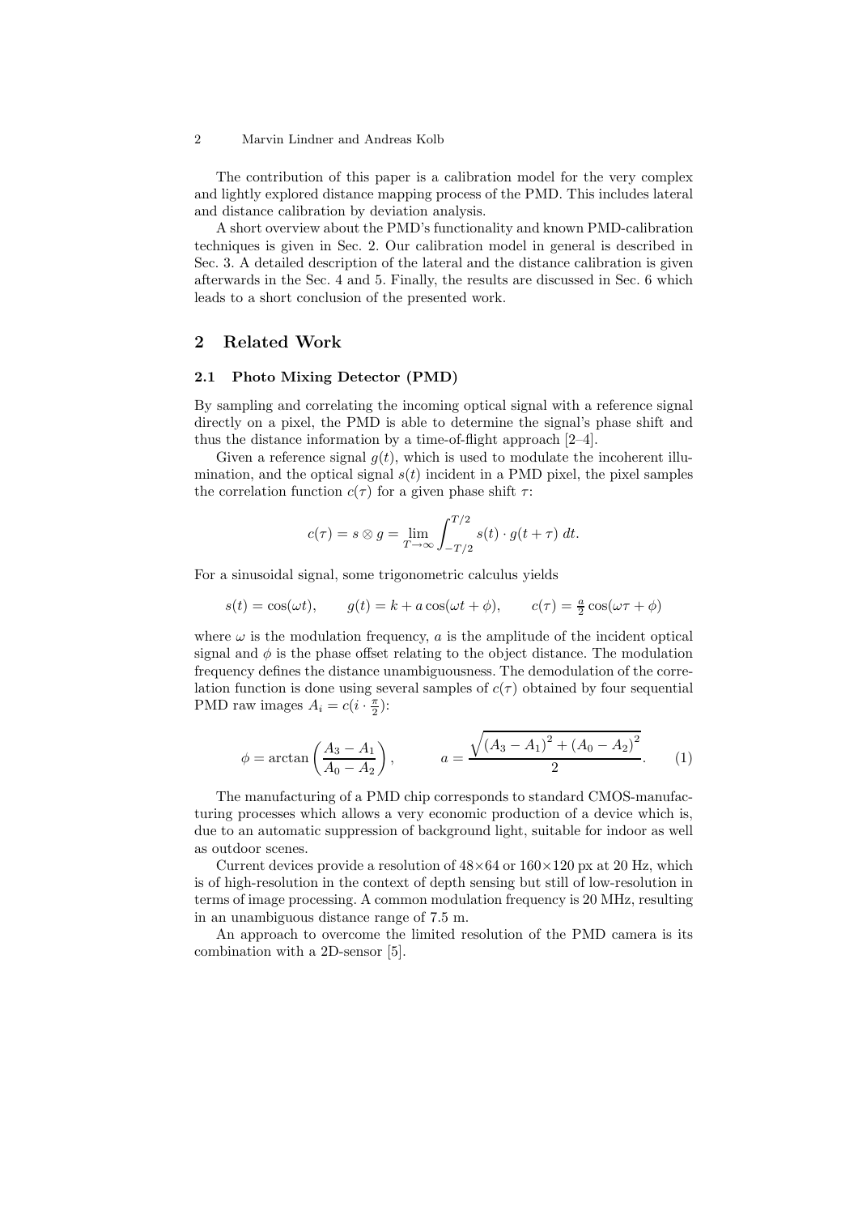The contribution of this paper is a calibration model for the very complex and lightly explored distance mapping process of the PMD. This includes lateral and distance calibration by deviation analysis.

A short overview about the PMD's functionality and known PMD-calibration techniques is given in Sec. 2. Our calibration model in general is described in Sec. 3. A detailed description of the lateral and the distance calibration is given afterwards in the Sec. 4 and 5. Finally, the results are discussed in Sec. 6 which leads to a short conclusion of the presented work.

## 2 Related Work

### 2.1 Photo Mixing Detector (PMD)

By sampling and correlating the incoming optical signal with a reference signal directly on a pixel, the PMD is able to determine the signal's phase shift and thus the distance information by a time-of-flight approach [2–4].

Given a reference signal $g(t)$, which is used to modulate the incoherent illumination, and the optical signal $s(t)$ incident in a PMD pixel, the pixel samples the correlation function $c(\tau)$ for a given phase shift $\tau$:

$$c(\tau) = s \otimes g = \lim_{T \to \infty} \int_{-T/2}^{T/2} s(t) \cdot g(t + \tau) \, dt.$$

For a sinusoidal signal, some trigonometric calculus yields

$$s(t) = \cos(\omega t), \qquad g(t) = k + a\cos(\omega t + \phi), \qquad c(\tau) = \tfrac{a}{2}\cos(\omega \tau + \phi)$$

where $\omega$ is the modulation frequency, $a$ is the amplitude of the incident optical signal and $\phi$ is the phase offset relating to the object distance. The modulation frequency defines the distance unambiguousness. The demodulation of the correlation function is done using several samples of $c(\tau)$ obtained by four sequential PMD raw images $A_i = c(i \cdot \frac{\pi}{2})$:

$$\phi = \arctan\left(\frac{A_3 - A_1}{A_0 - A_2}\right), \qquad a = \frac{\sqrt{(A_3 - A_1)^2 + (A_0 - A_2)^2}}{2}. \qquad (1)$$

The manufacturing of a PMD chip corresponds to standard CMOS-manufacturing processes which allows a very economic production of a device which is, due to an automatic suppression of background light, suitable for indoor as well as outdoor scenes.

Current devices provide a resolution of $48 \times 64$ or $160 \times 120$ px at 20 Hz, which is of high-resolution in the context of depth sensing but still of low-resolution in terms of image processing. A common modulation frequency is 20 MHz, resulting in an unambiguous distance range of 7.5 m.

An approach to overcome the limited resolution of the PMD camera is its combination with a 2D-sensor [5].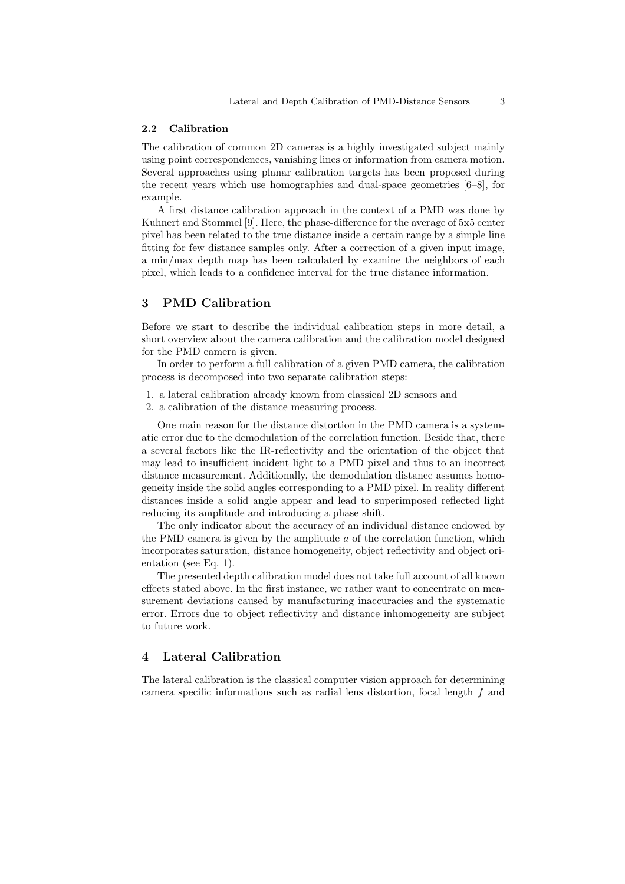### 2.2 Calibration

The calibration of common 2D cameras is a highly investigated subject mainly using point correspondences, vanishing lines or information from camera motion. Several approaches using planar calibration targets has been proposed during the recent years which use homographies and dual-space geometries [6–8], for example.

A first distance calibration approach in the context of a PMD was done by Kuhnert and Stommel [9]. Here, the phase-difference for the average of 5x5 center pixel has been related to the true distance inside a certain range by a simple line fitting for few distance samples only. After a correction of a given input image, a min/max depth map has been calculated by examine the neighbors of each pixel, which leads to a confidence interval for the true distance information.

## 3 PMD Calibration

Before we start to describe the individual calibration steps in more detail, a short overview about the camera calibration and the calibration model designed for the PMD camera is given.

In order to perform a full calibration of a given PMD camera, the calibration process is decomposed into two separate calibration steps:

1. a lateral calibration already known from classical 2D sensors and
2. a calibration of the distance measuring process.

One main reason for the distance distortion in the PMD camera is a systematic error due to the demodulation of the correlation function. Beside that, there a several factors like the IR-reflectivity and the orientation of the object that may lead to insufficient incident light to a PMD pixel and thus to an incorrect distance measurement. Additionally, the demodulation distance assumes homogeneity inside the solid angles corresponding to a PMD pixel. In reality different distances inside a solid angle appear and lead to superimposed reflected light reducing its amplitude and introducing a phase shift.

The only indicator about the accuracy of an individual distance endowed by the PMD camera is given by the amplitude $a$ of the correlation function, which incorporates saturation, distance homogeneity, object reflectivity and object orientation (see Eq. 1).

The presented depth calibration model does not take full account of all known effects stated above. In the first instance, we rather want to concentrate on measurement deviations caused by manufacturing inaccuracies and the systematic error. Errors due to object reflectivity and distance inhomogeneity are subject to future work.

## 4 Lateral Calibration

The lateral calibration is the classical computer vision approach for determining camera specific informations such as radial lens distortion, focal length $f$ and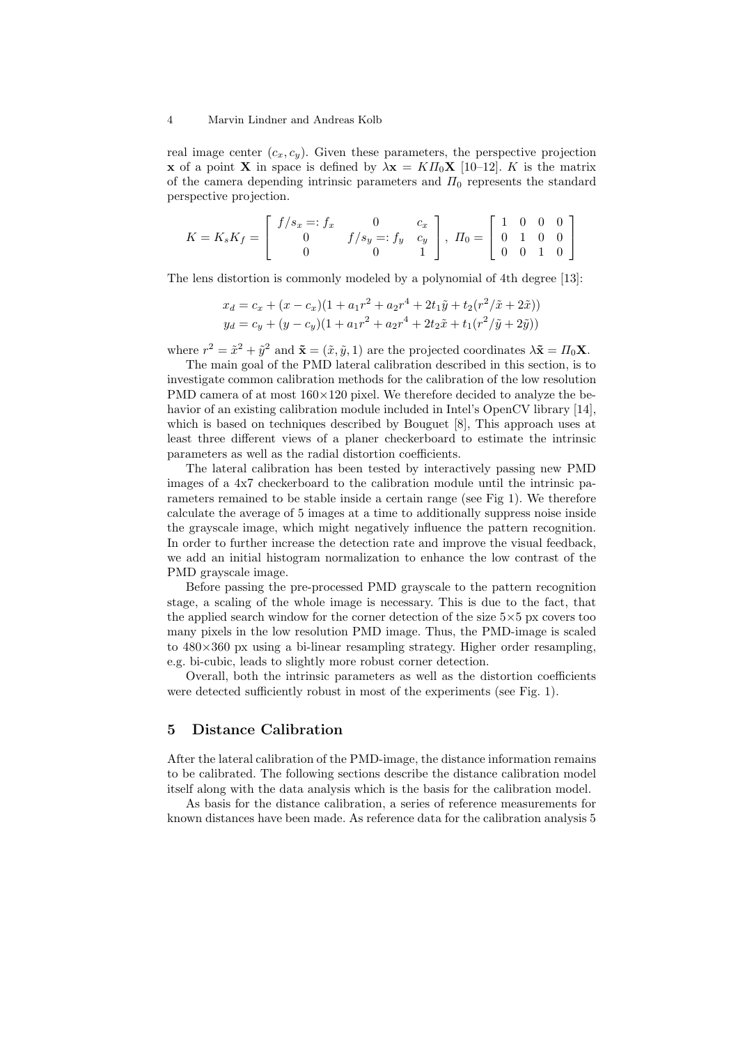real image center $(c_x, c_y)$. Given these parameters, the perspective projection $\mathbf{x}$ of a point $\mathbf{X}$ in space is defined by $\lambda \mathbf{x} = K \Pi_0 \mathbf{X}$ [10–12]. $K$ is the matrix of the camera depending intrinsic parameters and $\Pi_0$ represents the standard perspective projection.

$$K = K_s K_f = \begin{bmatrix} f/s_x =: f_x & 0 & c_x \\ 0 & f/s_y =: f_y & c_y \\ 0 & 0 & 1 \end{bmatrix}, \; \Pi_0 = \begin{bmatrix} 1 & 0 & 0 & 0 \\ 0 & 1 & 0 & 0 \\ 0 & 0 & 1 & 0 \end{bmatrix}$$

The lens distortion is commonly modeled by a polynomial of 4th degree [13]:

$$\begin{aligned} x_d &= c_x + (x - c_x)(1 + a_1 r^2 + a_2 r^4 + 2 t_1 \tilde{y} + t_2 (r^2/\tilde{x} + 2\tilde{x})) \\ y_d &= c_y + (y - c_y)(1 + a_1 r^2 + a_2 r^4 + 2 t_2 \tilde{x} + t_1 (r^2/\tilde{y} + 2\tilde{y})) \end{aligned}$$

where $r^2 = \tilde{x}^2 + \tilde{y}^2$ and $\tilde{\mathbf{x}} = (\tilde{x}, \tilde{y}, 1)$ are the projected coordinates $\lambda \tilde{\mathbf{x}} = \Pi_0 \mathbf{X}$.

The main goal of the PMD lateral calibration described in this section, is to investigate common calibration methods for the calibration of the low resolution PMD camera of at most $160 \times 120$ pixel. We therefore decided to analyze the behavior of an existing calibration module included in Intel's OpenCV library [14], which is based on techniques described by Bouguet [8], This approach uses at least three different views of a planer checkerboard to estimate the intrinsic parameters as well as the radial distortion coefficients.

The lateral calibration has been tested by interactively passing new PMD images of a 4x7 checkerboard to the calibration module until the intrinsic parameters remained to be stable inside a certain range (see Fig 1). We therefore calculate the average of 5 images at a time to additionally suppress noise inside the grayscale image, which might negatively influence the pattern recognition. In order to further increase the detection rate and improve the visual feedback, we add an initial histogram normalization to enhance the low contrast of the PMD grayscale image.

Before passing the pre-processed PMD grayscale to the pattern recognition stage, a scaling of the whole image is necessary. This is due to the fact, that the applied search window for the corner detection of the size $5 \times 5$ px covers too many pixels in the low resolution PMD image. Thus, the PMD-image is scaled to $480 \times 360$ px using a bi-linear resampling strategy. Higher order resampling, e.g. bi-cubic, leads to slightly more robust corner detection.

Overall, both the intrinsic parameters as well as the distortion coefficients were detected sufficiently robust in most of the experiments (see Fig. 1).

## 5 Distance Calibration

After the lateral calibration of the PMD-image, the distance information remains to be calibrated. The following sections describe the distance calibration model itself along with the data analysis which is the basis for the calibration model.

As basis for the distance calibration, a series of reference measurements for known distances have been made. As reference data for the calibration analysis 5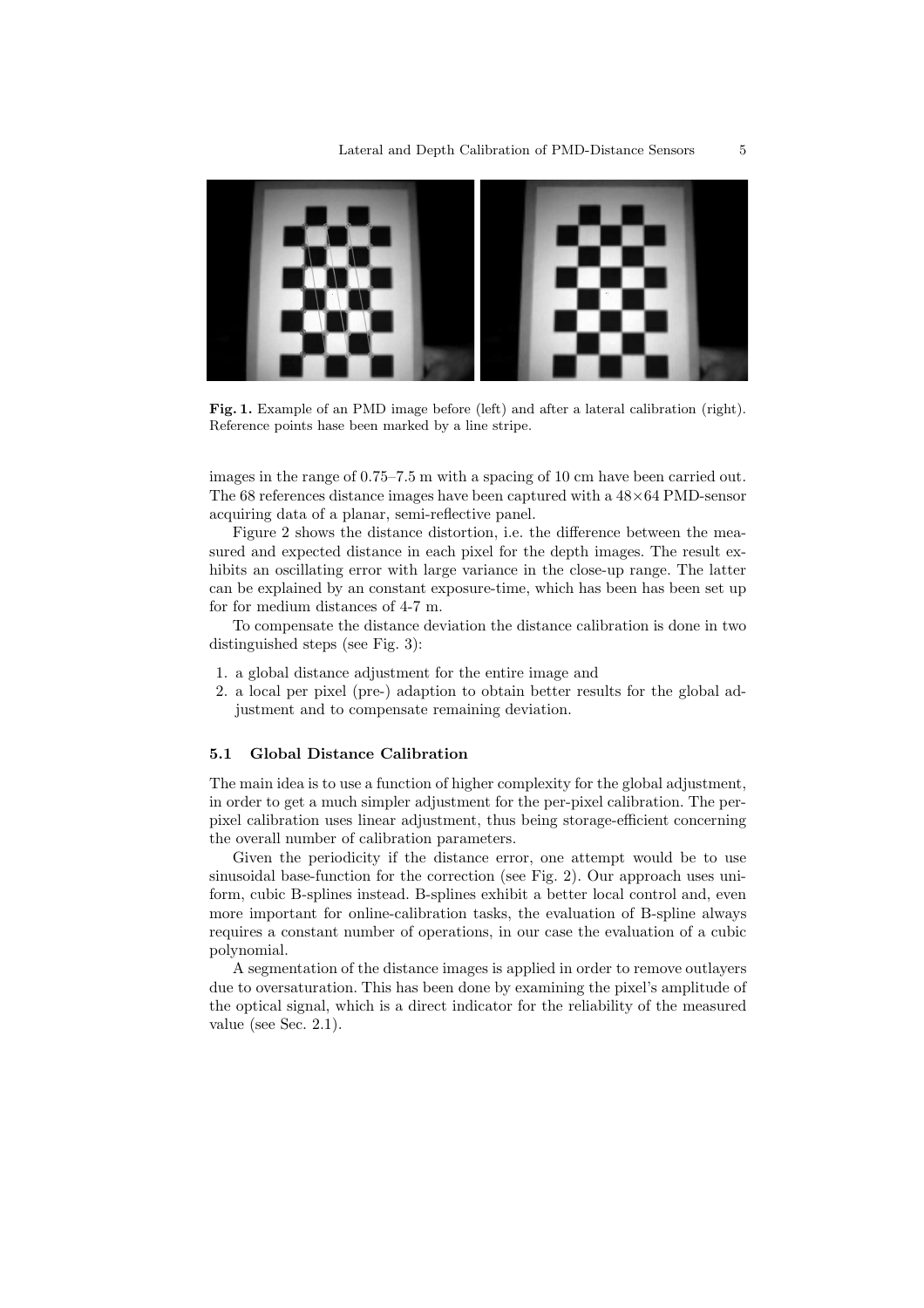Fig. 1. Example of an PMD image before (left) and after a lateral calibration (right). Reference points hase been marked by a line stripe.

images in the range of 0.75–7.5 m with a spacing of 10 cm have been carried out. The 68 references distance images have been captured with a 48×64 PMD-sensor acquiring data of a planar, semi-reflective panel.

Figure 2 shows the distance distortion, i.e. the difference between the measured and expected distance in each pixel for the depth images. The result exhibits an oscillating error with large variance in the close-up range. The latter can be explained by an constant exposure-time, which has been has been set up for for medium distances of 4-7 m.

To compensate the distance deviation the distance calibration is done in two distinguished steps (see Fig. 3):

1. a global distance adjustment for the entire image and
2. a local per pixel (pre-) adaption to obtain better results for the global adjustment and to compensate remaining deviation.

### 5.1 Global Distance Calibration

The main idea is to use a function of higher complexity for the global adjustment, in order to get a much simpler adjustment for the per-pixel calibration. The per-pixel calibration uses linear adjustment, thus being storage-efficient concerning the overall number of calibration parameters.

Given the periodicity if the distance error, one attempt would be to use sinusoidal base-function for the correction (see Fig. 2). Our approach uses uniform, cubic B-splines instead. B-splines exhibit a better local control and, even more important for online-calibration tasks, the evaluation of B-spline always requires a constant number of operations, in our case the evaluation of a cubic polynomial.

A segmentation of the distance images is applied in order to remove outlayers due to oversaturation. This has been done by examining the pixel's amplitude of the optical signal, which is a direct indicator for the reliability of the measured value (see Sec. 2.1).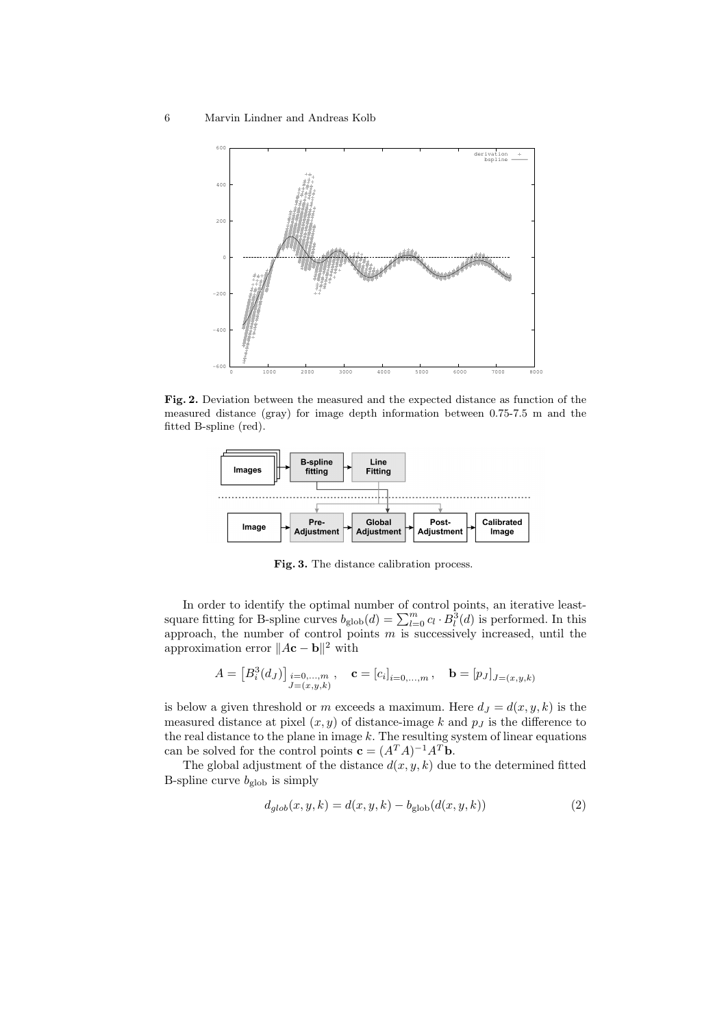**Fig. 2.** Deviation between the measured and the expected distance as function of the measured distance (gray) for image depth information between 0.75-7.5 m and the fitted B-spline (red).

**Fig. 3.** The distance calibration process.

In order to identify the optimal number of control points, an iterative least-square fitting for B-spline curves $b_{\text{glob}}(d) = \sum_{l=0}^{m} c_l \cdot B_l^3(d)$ is performed. In this approach, the number of control points $m$ is successively increased, until the approximation error $\|A\mathbf{c} - \mathbf{b}\|^2$ with

$$A = \left[B_i^3(d_J)\right]_{\substack{i=0,\ldots,m \\ J=(x,y,k)}}, \quad \mathbf{c} = [c_i]_{i=0,\ldots,m}, \quad \mathbf{b} = [p_J]_{J=(x,y,k)}$$

is below a given threshold or $m$ exceeds a maximum. Here $d_J = d(x, y, k)$ is the measured distance at pixel $(x, y)$ of distance-image $k$ and $p_J$ is the difference to the real distance to the plane in image $k$. The resulting system of linear equations can be solved for the control points $\mathbf{c} = (A^T A)^{-1} A^T \mathbf{b}$.

The global adjustment of the distance $d(x, y, k)$ due to the determined fitted B-spline curve $b_{\text{glob}}$ is simply

$$d_{glob}(x, y, k) = d(x, y, k) - b_{\text{glob}}(d(x, y, k)) \tag{2}$$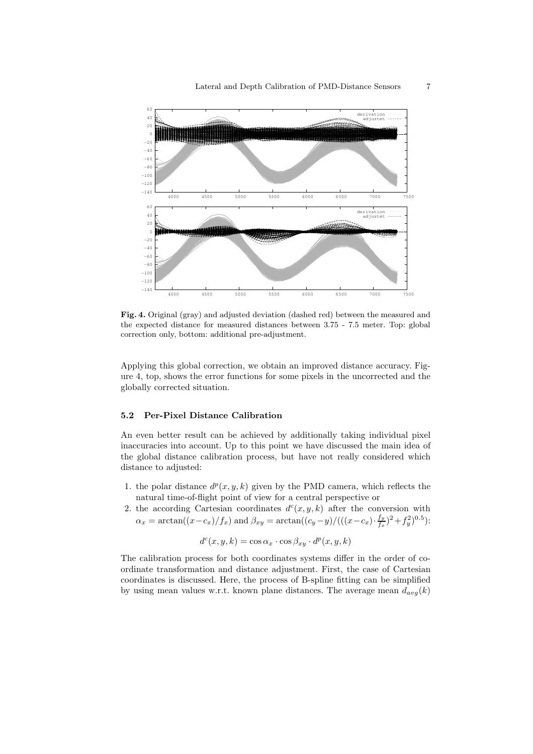**Fig. 4.** Original (gray) and adjusted deviation (dashed red) between the measured and the expected distance for measured distances between 3.75 - 7.5 meter. Top: global correction only, bottom: additional pre-adjustment.

Applying this global correction, we obtain an improved distance accuracy. Figure 4, top, shows the error functions for some pixels in the uncorrected and the globally corrected situation.

### 5.2 Per-Pixel Distance Calibration

An even better result can be achieved by additionally taking individual pixel inaccuracies into account. Up to this point we have discussed the main idea of the global distance calibration process, but have not really considered which distance to adjusted:

1. the polar distance $d^p(x, y, k)$ given by the PMD camera, which reflects the natural time-of-flight point of view for a central perspective or
2. the according Cartesian coordinates $d^c(x, y, k)$ after the conversion with $\alpha_x = \arctan((x - c_x)/f_x)$ and $\beta_{xy} = \arctan((c_y - y)/(((x - c_x) \cdot \frac{f_y}{f_x})^2 + f_y^2)^{0.5})$:

$$d^c(x, y, k) = \cos \alpha_x \cdot \cos \beta_{xy} \cdot d^p(x, y, k)$$

The calibration process for both coordinates systems differ in the order of coordinate transformation and distance adjustment. First, the case of Cartesian coordinates is discussed. Here, the process of B-spline fitting can be simplified by using mean values w.r.t. known plane distances. The average mean $d_{avg}(k)$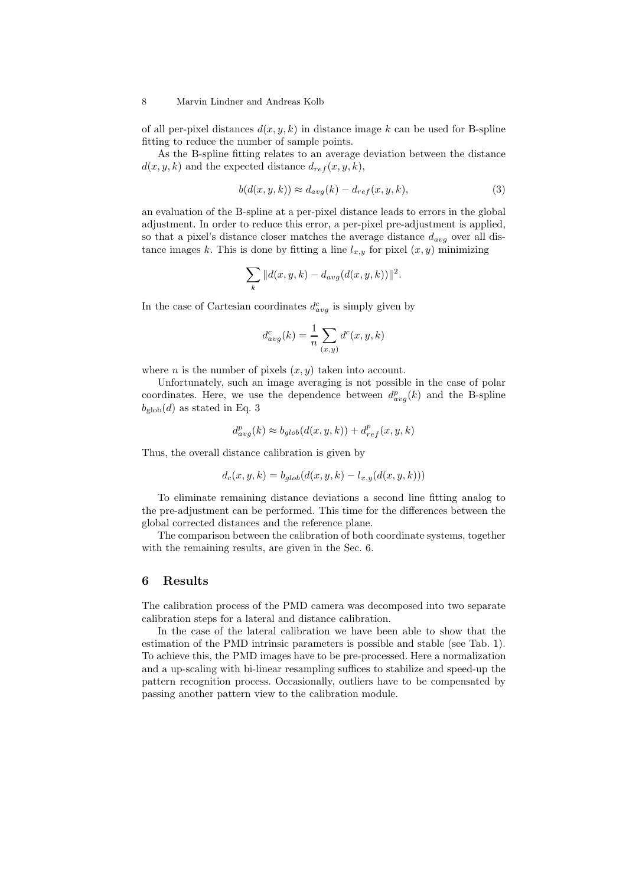of all per-pixel distances $d(x, y, k)$ in distance image $k$ can be used for B-spline fitting to reduce the number of sample points.

As the B-spline fitting relates to an average deviation between the distance $d(x, y, k)$ and the expected distance $d_{ref}(x, y, k)$,

$$b(d(x, y, k)) \approx d_{avg}(k) - d_{ref}(x, y, k), \tag{3}$$

an evaluation of the B-spline at a per-pixel distance leads to errors in the global adjustment. In order to reduce this error, a per-pixel pre-adjustment is applied, so that a pixel's distance closer matches the average distance $d_{avg}$ over all distance images $k$. This is done by fitting a line $l_{x,y}$ for pixel $(x, y)$ minimizing

$$\sum_k \|d(x, y, k) - d_{avg}(d(x, y, k))\|^2.$$

In the case of Cartesian coordinates $d^c_{avg}$ is simply given by

$$d^c_{avg}(k) = \frac{1}{n} \sum_{(x,y)} d^c(x, y, k)$$

where $n$ is the number of pixels $(x, y)$ taken into account.

Unfortunately, such an image averaging is not possible in the case of polar coordinates. Here, we use the dependence between $d^p_{avg}(k)$ and the B-spline $b_{\text{glob}}(d)$ as stated in Eq. 3

$$d^p_{avg}(k) \approx b_{glob}(d(x, y, k)) + d^p_{ref}(x, y, k)$$

Thus, the overall distance calibration is given by

$$d_c(x, y, k) = b_{glob}(d(x, y, k) - l_{x,y}(d(x, y, k)))$$

To eliminate remaining distance deviations a second line fitting analog to the pre-adjustment can be performed. This time for the differences between the global corrected distances and the reference plane.

The comparison between the calibration of both coordinate systems, together with the remaining results, are given in the Sec. 6.

## 6 Results

The calibration process of the PMD camera was decomposed into two separate calibration steps for a lateral and distance calibration.

In the case of the lateral calibration we have been able to show that the estimation of the PMD intrinsic parameters is possible and stable (see Tab. 1). To achieve this, the PMD images have to be pre-processed. Here a normalization and a up-scaling with bi-linear resampling suffices to stabilize and speed-up the pattern recognition process. Occasionally, outliers have to be compensated by passing another pattern view to the calibration module.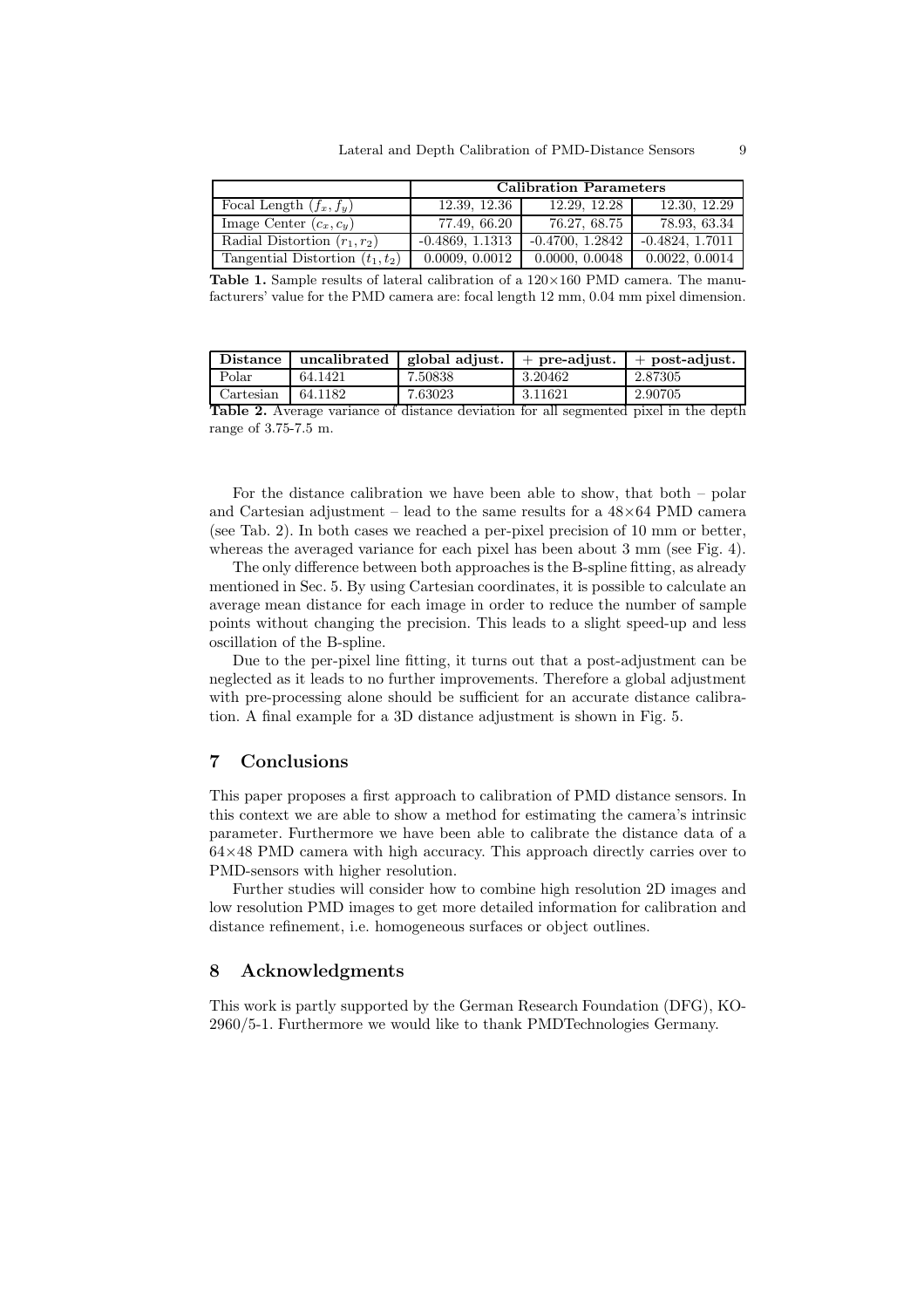| | Calibration Parameters | | |
|---|---|---|---|
| Focal Length $(f_x, f_y)$ | 12.39, 12.36 | 12.29, 12.28 | 12.30, 12.29 |
| Image Center $(c_x, c_y)$ | 77.49, 66.20 | 76.27, 68.75 | 78.93, 63.34 |
| Radial Distortion $(r_1, r_2)$ | -0.4869, 1.1313 | -0.4700, 1.2842 | -0.4824, 1.7011 |
| Tangential Distortion $(t_1, t_2)$ | 0.0009, 0.0012 | 0.0000, 0.0048 | 0.0022, 0.0014 |

**Table 1.** Sample results of lateral calibration of a 120×160 PMD camera. The manufacturers' value for the PMD camera are: focal length 12 mm, 0.04 mm pixel dimension.

| Distance | uncalibrated | global adjust. | + pre-adjust. | + post-adjust. |
|---|---|---|---|---|
| Polar | 64.1421 | 7.50838 | 3.20462 | 2.87305 |
| Cartesian | 64.1182 | 7.63023 | 3.11621 | 2.90705 |

**Table 2.** Average variance of distance deviation for all segmented pixel in the depth range of 3.75-7.5 m.

For the distance calibration we have been able to show, that both – polar and Cartesian adjustment – lead to the same results for a 48×64 PMD camera (see Tab. 2). In both cases we reached a per-pixel precision of 10 mm or better, whereas the averaged variance for each pixel has been about 3 mm (see Fig. 4).

The only difference between both approaches is the B-spline fitting, as already mentioned in Sec. 5. By using Cartesian coordinates, it is possible to calculate an average mean distance for each image in order to reduce the number of sample points without changing the precision. This leads to a slight speed-up and less oscillation of the B-spline.

Due to the per-pixel line fitting, it turns out that a post-adjustment can be neglected as it leads to no further improvements. Therefore a global adjustment with pre-processing alone should be sufficient for an accurate distance calibration. A final example for a 3D distance adjustment is shown in Fig. 5.

## 7 Conclusions

This paper proposes a first approach to calibration of PMD distance sensors. In this context we are able to show a method for estimating the camera's intrinsic parameter. Furthermore we have been able to calibrate the distance data of a 64×48 PMD camera with high accuracy. This approach directly carries over to PMD-sensors with higher resolution.

Further studies will consider how to combine high resolution 2D images and low resolution PMD images to get more detailed information for calibration and distance refinement, i.e. homogeneous surfaces or object outlines.

## 8 Acknowledgments

This work is partly supported by the German Research Foundation (DFG), KO-2960/5-1. Furthermore we would like to thank PMDTechnologies Germany.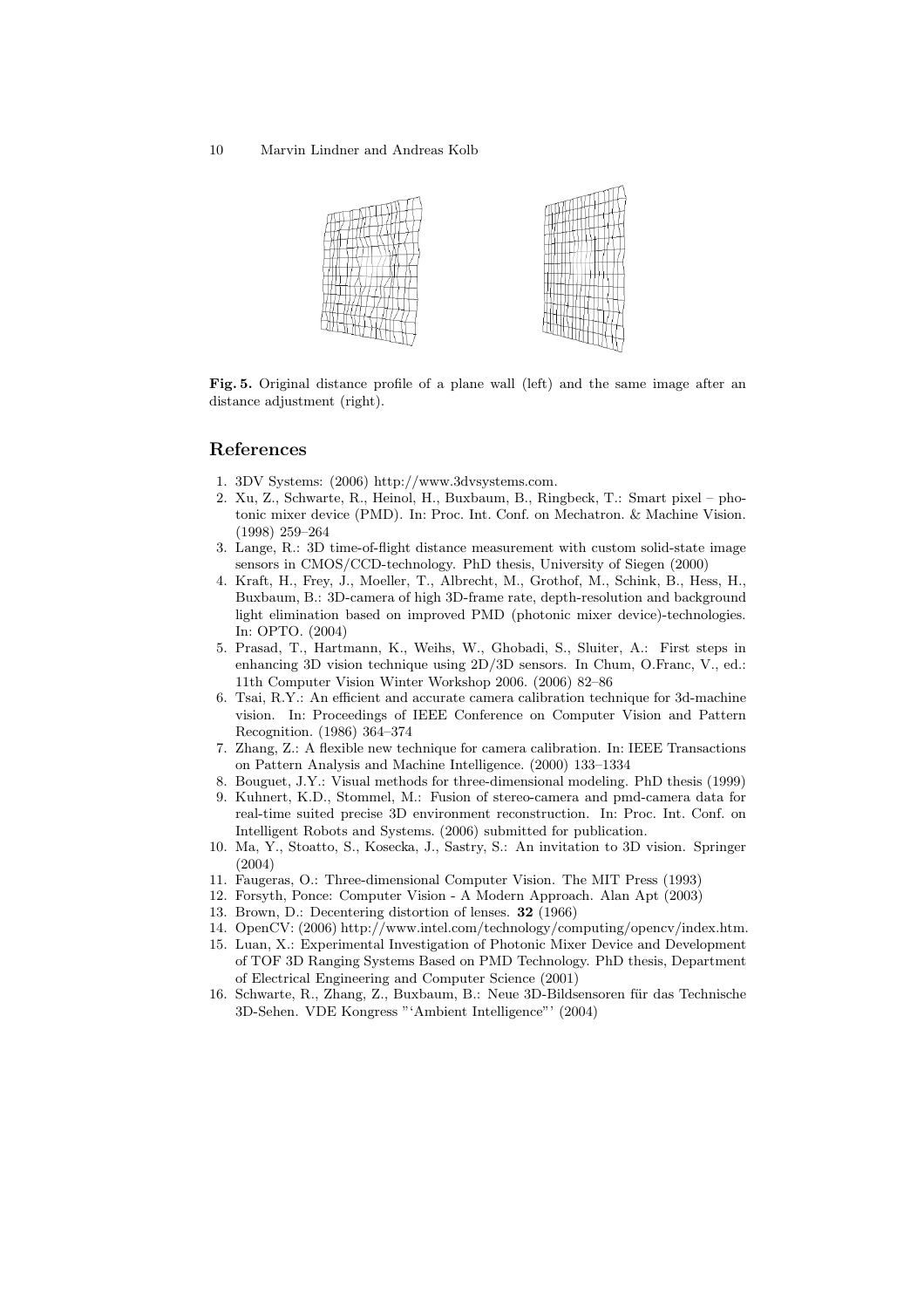**Fig. 5.** Original distance profile of a plane wall (left) and the same image after an distance adjustment (right).

## References

1. 3DV Systems: (2006) http://www.3dvsystems.com.
2. Xu, Z., Schwarte, R., Heinol, H., Buxbaum, B., Ringbeck, T.: Smart pixel – photonic mixer device (PMD). In: Proc. Int. Conf. on Mechatron. & Machine Vision. (1998) 259–264
3. Lange, R.: 3D time-of-flight distance measurement with custom solid-state image sensors in CMOS/CCD-technology. PhD thesis, University of Siegen (2000)
4. Kraft, H., Frey, J., Moeller, T., Albrecht, M., Grothof, M., Schink, B., Hess, H., Buxbaum, B.: 3D-camera of high 3D-frame rate, depth-resolution and background light elimination based on improved PMD (photonic mixer device)-technologies. In: OPTO. (2004)
5. Prasad, T., Hartmann, K., Weihs, W., Ghobadi, S., Sluiter, A.: First steps in enhancing 3D vision technique using 2D/3D sensors. In Chum, O.Franc, V., ed.: 11th Computer Vision Winter Workshop 2006. (2006) 82–86
6. Tsai, R.Y.: An efficient and accurate camera calibration technique for 3d-machine vision. In: Proceedings of IEEE Conference on Computer Vision and Pattern Recognition. (1986) 364–374
7. Zhang, Z.: A flexible new technique for camera calibration. In: IEEE Transactions on Pattern Analysis and Machine Intelligence. (2000) 133–1334
8. Bouguet, J.Y.: Visual methods for three-dimensional modeling. PhD thesis (1999)
9. Kuhnert, K.D., Stommel, M.: Fusion of stereo-camera and pmd-camera data for real-time suited precise 3D environment reconstruction. In: Proc. Int. Conf. on Intelligent Robots and Systems. (2006) submitted for publication.
10. Ma, Y., Stoatto, S., Kosecka, J., Sastry, S.: An invitation to 3D vision. Springer (2004)
11. Faugeras, O.: Three-dimensional Computer Vision. The MIT Press (1993)
12. Forsyth, Ponce: Computer Vision - A Modern Approach. Alan Apt (2003)
13. Brown, D.: Decentering distortion of lenses. **32** (1966)
14. OpenCV: (2006) http://www.intel.com/technology/computing/opencv/index.htm.
15. Luan, X.: Experimental Investigation of Photonic Mixer Device and Development of TOF 3D Ranging Systems Based on PMD Technology. PhD thesis, Department of Electrical Engineering and Computer Science (2001)
16. Schwarte, R., Zhang, Z., Buxbaum, B.: Neue 3D-Bildsensoren für das Technische 3D-Sehen. VDE Kongress "'Ambient Intelligence"' (2004)